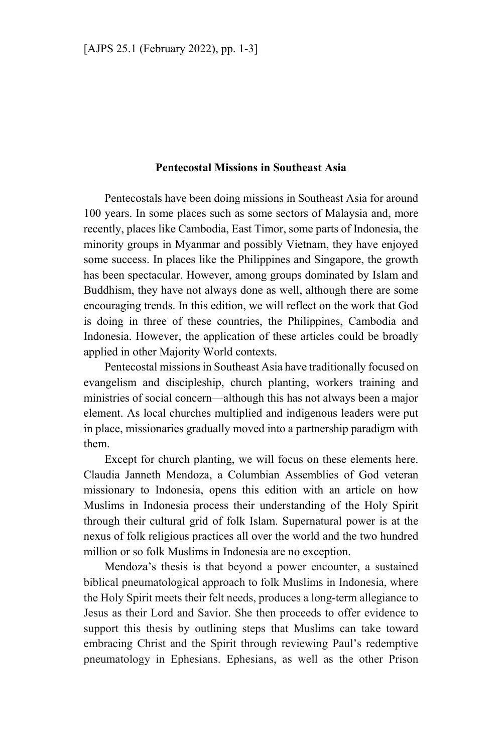## Pentecostal Missions in Southeast Asia

Pentecostals have been doing missions in Southeast Asia for around 100 years. In some places such as some sectors of Malaysia and, more recently, places like Cambodia, East Timor, some parts of Indonesia, the minority groups in Myanmar and possibly Vietnam, they have enjoyed some success. In places like the Philippines and Singapore, the growth has been spectacular. However, among groups dominated by Islam and Buddhism, they have not always done as well, although there are some encouraging trends. In this edition, we will reflect on the work that God is doing in three of these countries, the Philippines, Cambodia and Indonesia. However, the application of these articles could be broadly applied in other Majority World contexts.

Pentecostal missions in Southeast Asia have traditionally focused on evangelism and discipleship, church planting, workers training and ministries of social concern—although this has not always been a major element. As local churches multiplied and indigenous leaders were put in place, missionaries gradually moved into a partnership paradigm with them.

Except for church planting, we will focus on these elements here. Claudia Janneth Mendoza, a Columbian Assemblies of God veteran missionary to Indonesia, opens this edition with an article on how Muslims in Indonesia process their understanding of the Holy Spirit through their cultural grid of folk Islam. Supernatural power is at the nexus of folk religious practices all over the world and the two hundred million or so folk Muslims in Indonesia are no exception.

Mendoza's thesis is that beyond a power encounter, a sustained biblical pneumatological approach to folk Muslims in Indonesia, where the Holy Spirit meets their felt needs, produces a long-term allegiance to Jesus as their Lord and Savior. She then proceeds to offer evidence to support this thesis by outlining steps that Muslims can take toward embracing Christ and the Spirit through reviewing Paul's redemptive pneumatology in Ephesians. Ephesians, as well as the other Prison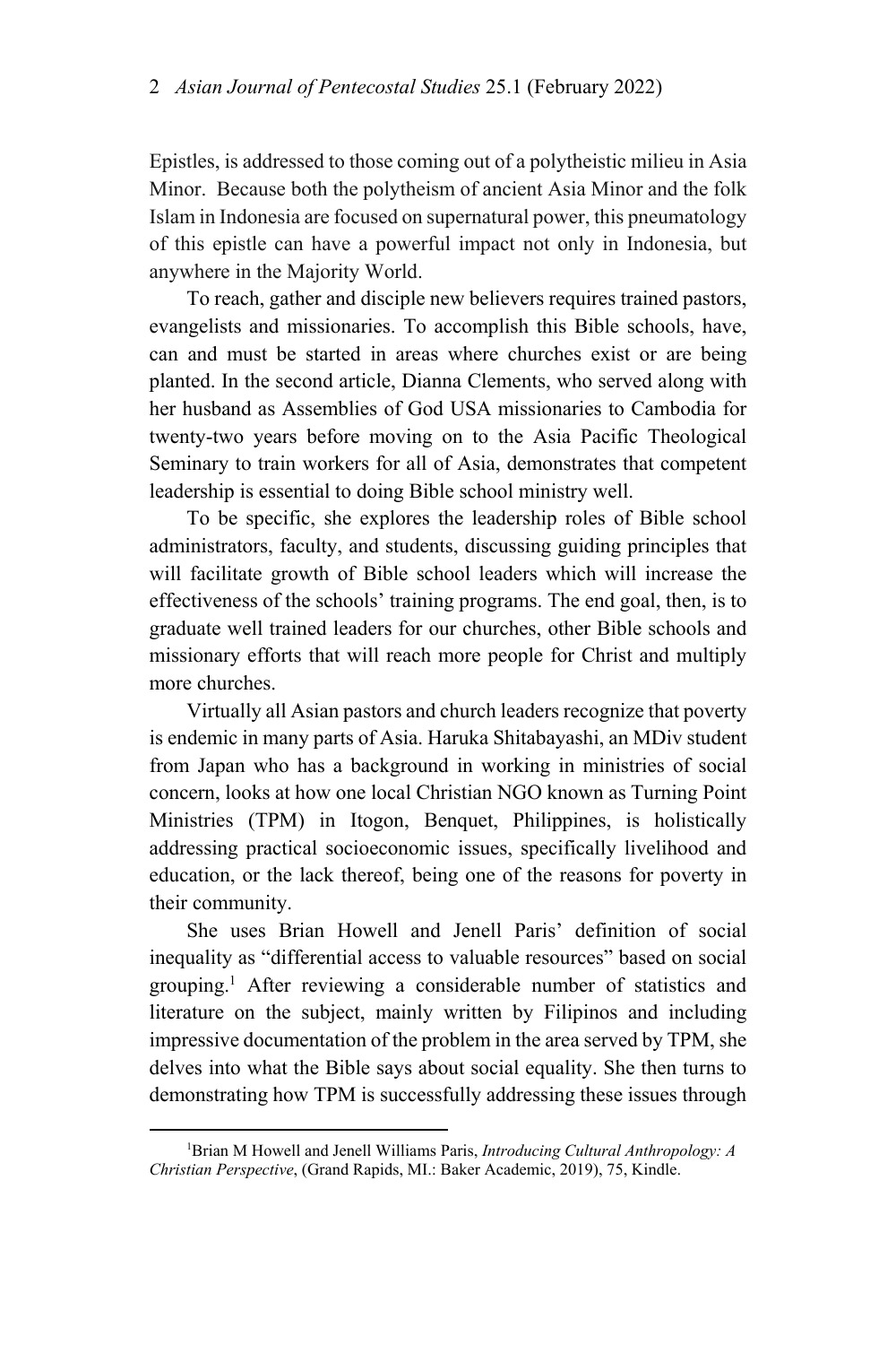Epistles, is addressed to those coming out of a polytheistic milieu in Asia Minor. Because both the polytheism of ancient Asia Minor and the folk Islam in Indonesia are focused on supernatural power, this pneumatology of this epistle can have a powerful impact not only in Indonesia, but anywhere in the Majority World.

To reach, gather and disciple new believers requires trained pastors, evangelists and missionaries. To accomplish this Bible schools, have, can and must be started in areas where churches exist or are being planted. In the second article, Dianna Clements, who served along with her husband as Assemblies of God USA missionaries to Cambodia for twenty-two years before moving on to the Asia Pacific Theological Seminary to train workers for all of Asia, demonstrates that competent leadership is essential to doing Bible school ministry well.

To be specific, she explores the leadership roles of Bible school administrators, faculty, and students, discussing guiding principles that will facilitate growth of Bible school leaders which will increase the effectiveness of the schools' training programs. The end goal, then, is to graduate well trained leaders for our churches, other Bible schools and missionary efforts that will reach more people for Christ and multiply more churches.

Virtually all Asian pastors and church leaders recognize that poverty is endemic in many parts of Asia. Haruka Shitabayashi, an MDiv student from Japan who has a background in working in ministries of social concern, looks at how one local Christian NGO known as Turning Point Ministries (TPM) in Itogon, Benquet, Philippines, is holistically addressing practical socioeconomic issues, specifically livelihood and education, or the lack thereof, being one of the reasons for poverty in their community.

She uses Brian Howell and Jenell Paris' definition of social inequality as "differential access to valuable resources" based on social grouping.[1] After reviewing a considerable number of statistics and literature on the subject, mainly written by Filipinos and including impressive documentation of the problem in the area served by TPM, she delves into what the Bible says about social equality. She then turns to demonstrating how TPM is successfully addressing these issues through

---

[1]Brian M Howell and Jenell Williams Paris, *Introducing Cultural Anthropology: A Christian Perspective*, (Grand Rapids, MI.: Baker Academic, 2019), 75, Kindle.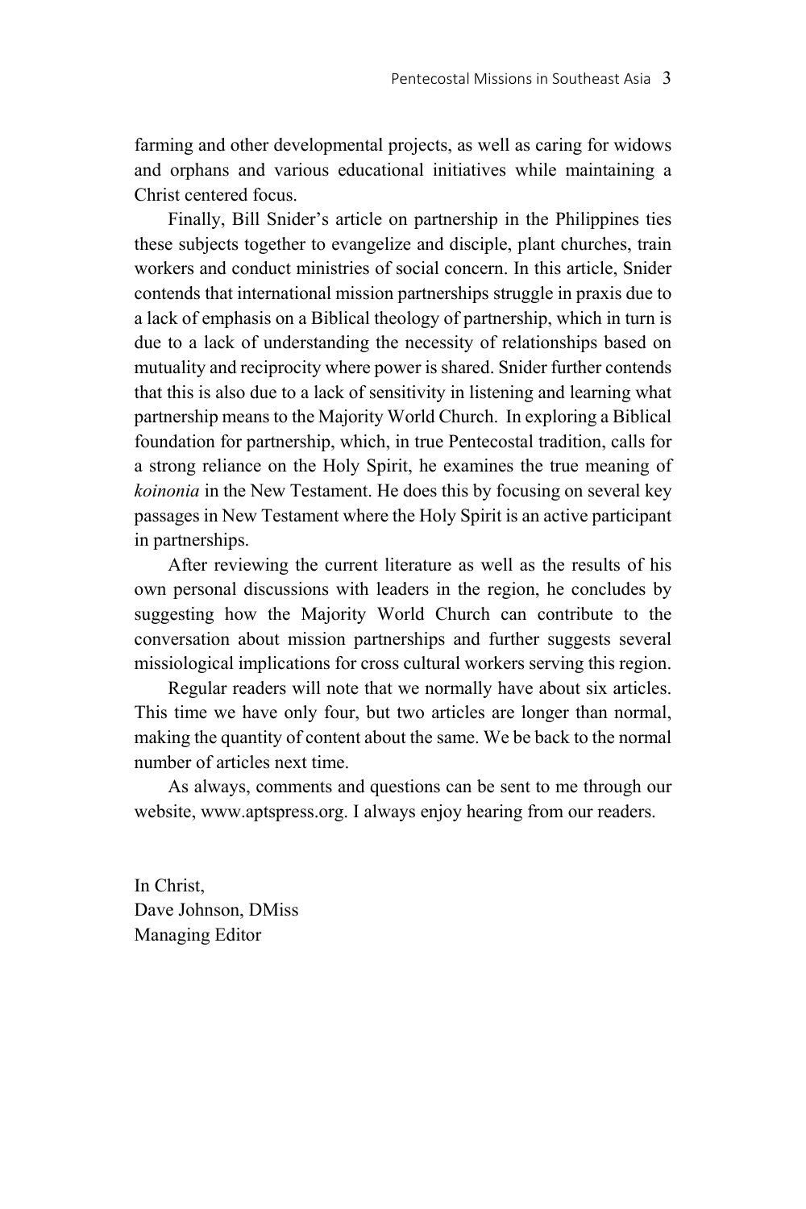farming and other developmental projects, as well as caring for widows and orphans and various educational initiatives while maintaining a Christ centered focus.

Finally, Bill Snider's article on partnership in the Philippines ties these subjects together to evangelize and disciple, plant churches, train workers and conduct ministries of social concern. In this article, Snider contends that international mission partnerships struggle in praxis due to a lack of emphasis on a Biblical theology of partnership, which in turn is due to a lack of understanding the necessity of relationships based on mutuality and reciprocity where power is shared. Snider further contends that this is also due to a lack of sensitivity in listening and learning what partnership means to the Majority World Church. In exploring a Biblical foundation for partnership, which, in true Pentecostal tradition, calls for a strong reliance on the Holy Spirit, he examines the true meaning of *koinonia* in the New Testament. He does this by focusing on several key passages in New Testament where the Holy Spirit is an active participant in partnerships.

After reviewing the current literature as well as the results of his own personal discussions with leaders in the region, he concludes by suggesting how the Majority World Church can contribute to the conversation about mission partnerships and further suggests several missiological implications for cross cultural workers serving this region.

Regular readers will note that we normally have about six articles. This time we have only four, but two articles are longer than normal, making the quantity of content about the same. We be back to the normal number of articles next time.

As always, comments and questions can be sent to me through our website, www.aptspress.org. I always enjoy hearing from our readers.

In Christ,
Dave Johnson, DMiss
Managing Editor